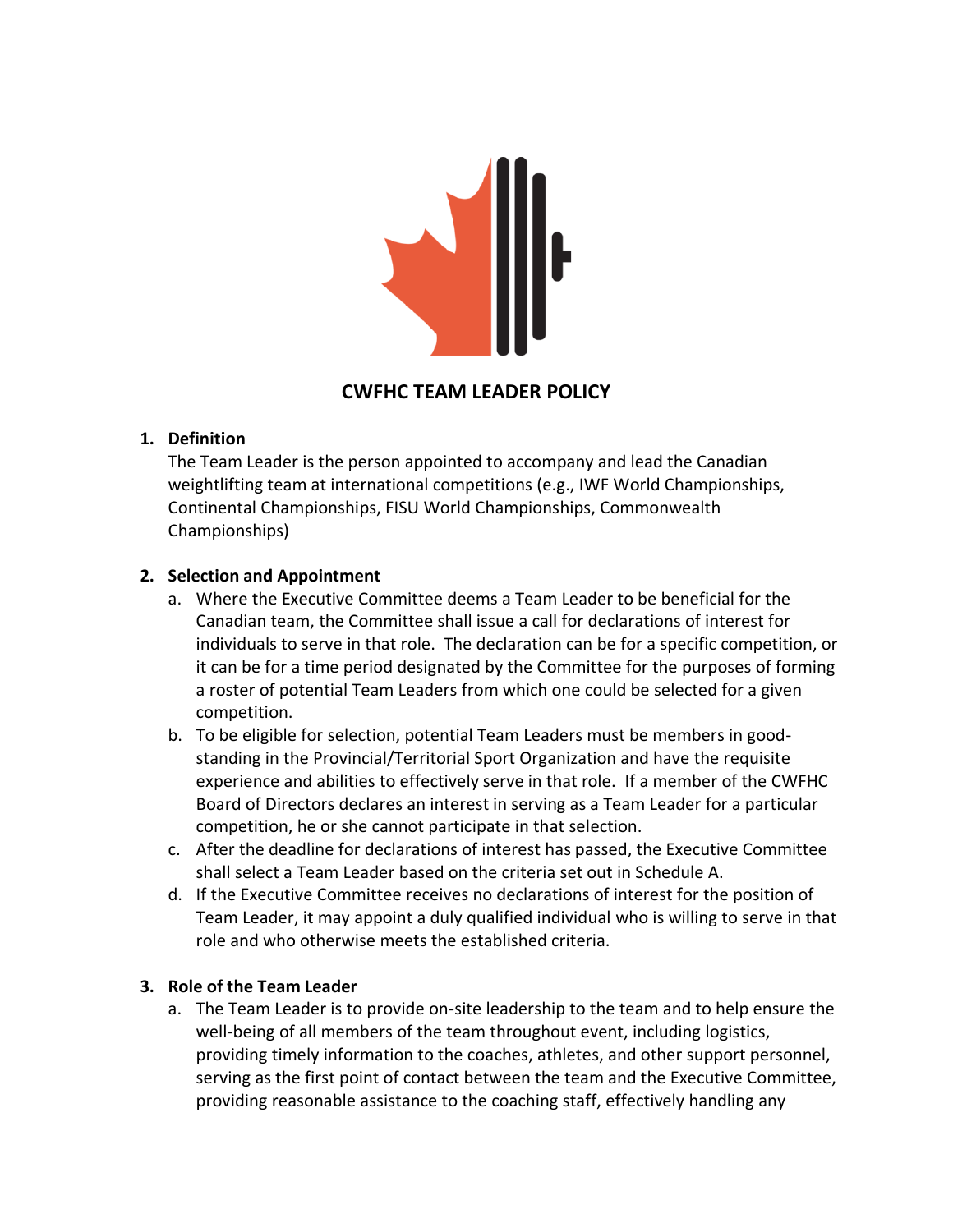# CWFHC TEAM LEADER POLICY

1. **Definition**
   The Team Leader is the person appointed to accompany and lead the Canadian weightlifting team at international competitions (e.g., IWF World Championships, Continental Championships, FISU World Championships, Commonwealth Championships)

2. **Selection and Appointment**
   a. Where the Executive Committee deems a Team Leader to be beneficial for the Canadian team, the Committee shall issue a call for declarations of interest for individuals to serve in that role. The declaration can be for a specific competition, or it can be for a time period designated by the Committee for the purposes of forming a roster of potential Team Leaders from which one could be selected for a given competition.
   b. To be eligible for selection, potential Team Leaders must be members in good-standing in the Provincial/Territorial Sport Organization and have the requisite experience and abilities to effectively serve in that role. If a member of the CWFHC Board of Directors declares an interest in serving as a Team Leader for a particular competition, he or she cannot participate in that selection.
   c. After the deadline for declarations of interest has passed, the Executive Committee shall select a Team Leader based on the criteria set out in Schedule A.
   d. If the Executive Committee receives no declarations of interest for the position of Team Leader, it may appoint a duly qualified individual who is willing to serve in that role and who otherwise meets the established criteria.

3. **Role of the Team Leader**
   a. The Team Leader is to provide on-site leadership to the team and to help ensure the well-being of all members of the team throughout event, including logistics, providing timely information to the coaches, athletes, and other support personnel, serving as the first point of contact between the team and the Executive Committee, providing reasonable assistance to the coaching staff, effectively handling any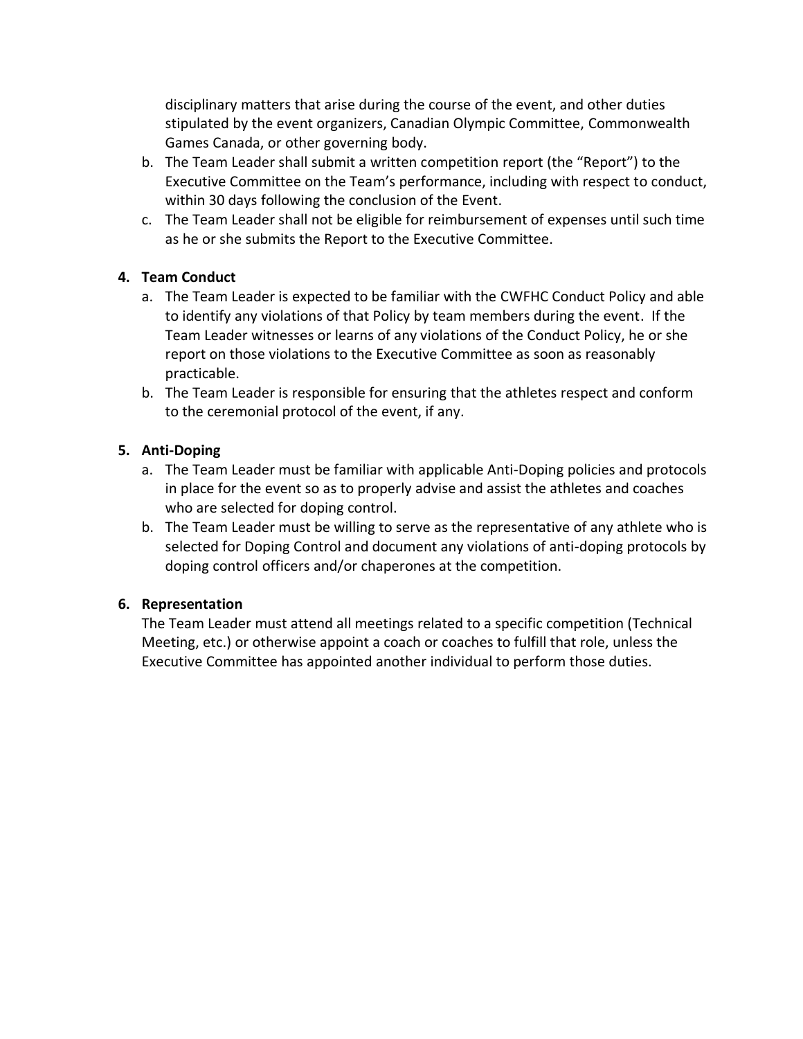disciplinary matters that arise during the course of the event, and other duties stipulated by the event organizers, Canadian Olympic Committee, Commonwealth Games Canada, or other governing body.

b. The Team Leader shall submit a written competition report (the "Report") to the Executive Committee on the Team's performance, including with respect to conduct, within 30 days following the conclusion of the Event.
c. The Team Leader shall not be eligible for reimbursement of expenses until such time as he or she submits the Report to the Executive Committee.

**4. Team Conduct**

a. The Team Leader is expected to be familiar with the CWFHC Conduct Policy and able to identify any violations of that Policy by team members during the event. If the Team Leader witnesses or learns of any violations of the Conduct Policy, he or she report on those violations to the Executive Committee as soon as reasonably practicable.
b. The Team Leader is responsible for ensuring that the athletes respect and conform to the ceremonial protocol of the event, if any.

**5. Anti-Doping**

a. The Team Leader must be familiar with applicable Anti-Doping policies and protocols in place for the event so as to properly advise and assist the athletes and coaches who are selected for doping control.
b. The Team Leader must be willing to serve as the representative of any athlete who is selected for Doping Control and document any violations of anti-doping protocols by doping control officers and/or chaperones at the competition.

**6. Representation**

The Team Leader must attend all meetings related to a specific competition (Technical Meeting, etc.) or otherwise appoint a coach or coaches to fulfill that role, unless the Executive Committee has appointed another individual to perform those duties.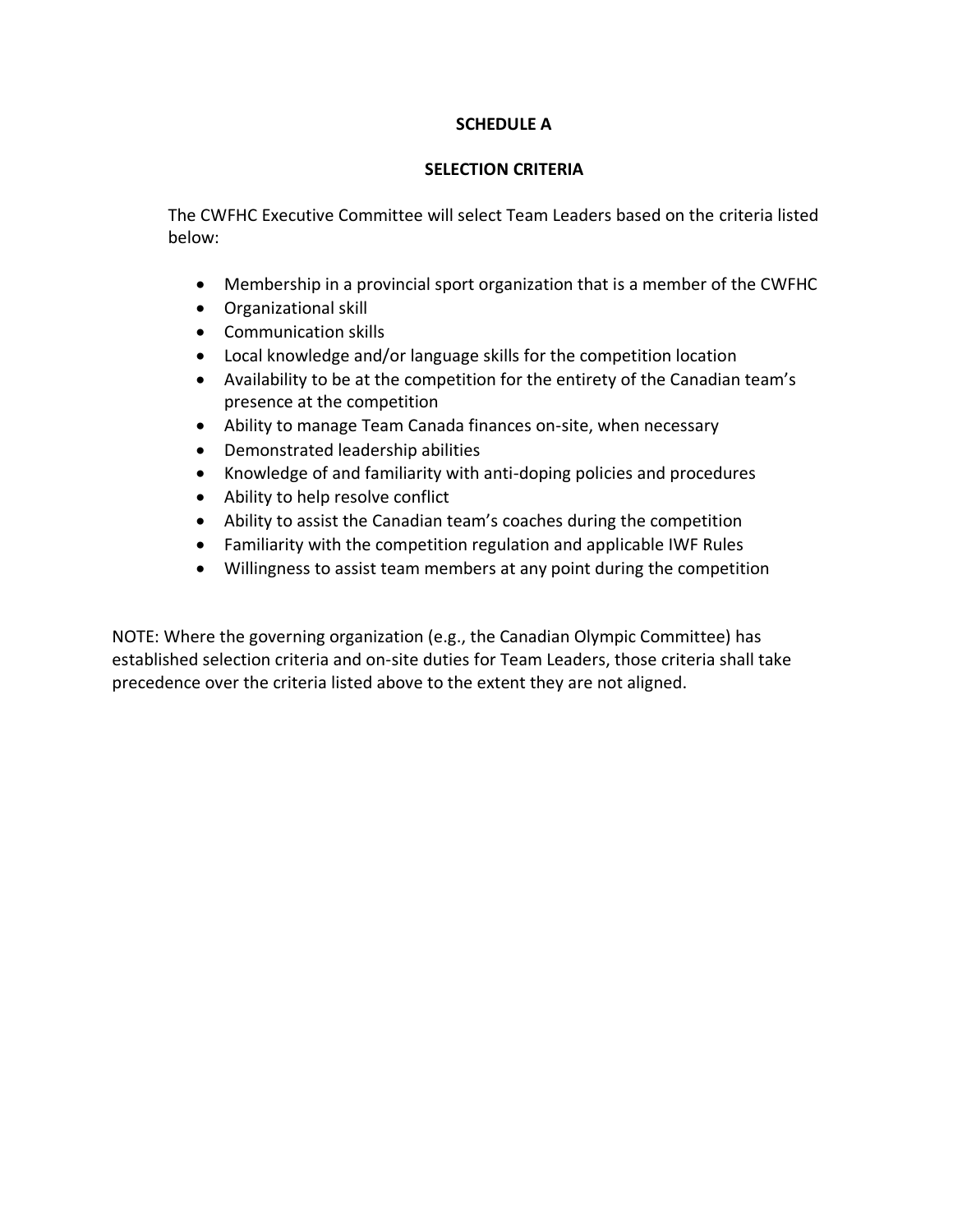## SCHEDULE A

## SELECTION CRITERIA

The CWFHC Executive Committee will select Team Leaders based on the criteria listed below:

- Membership in a provincial sport organization that is a member of the CWFHC
- Organizational skill
- Communication skills
- Local knowledge and/or language skills for the competition location
- Availability to be at the competition for the entirety of the Canadian team's presence at the competition
- Ability to manage Team Canada finances on-site, when necessary
- Demonstrated leadership abilities
- Knowledge of and familiarity with anti-doping policies and procedures
- Ability to help resolve conflict
- Ability to assist the Canadian team's coaches during the competition
- Familiarity with the competition regulation and applicable IWF Rules
- Willingness to assist team members at any point during the competition

NOTE: Where the governing organization (e.g., the Canadian Olympic Committee) has established selection criteria and on-site duties for Team Leaders, those criteria shall take precedence over the criteria listed above to the extent they are not aligned.